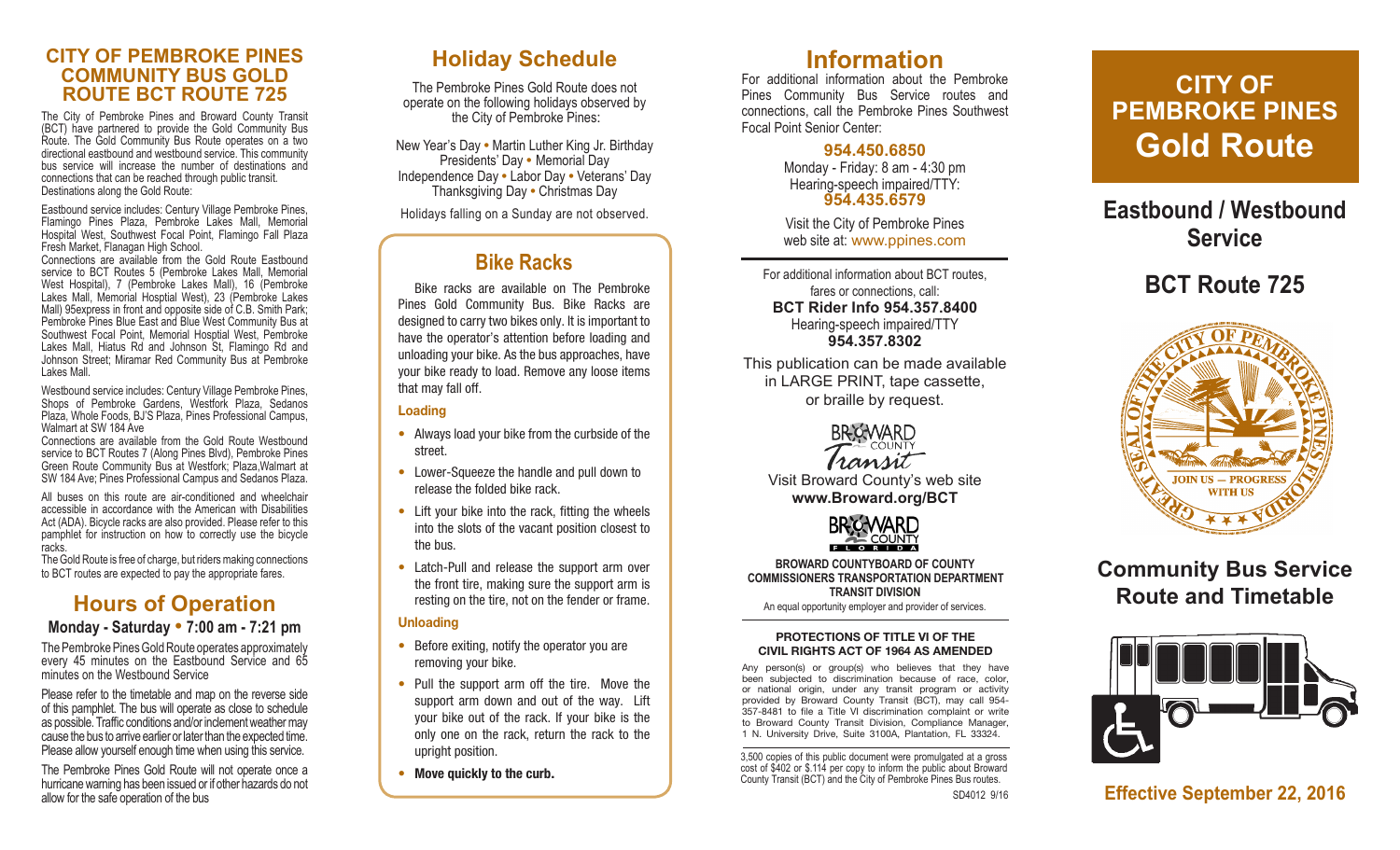## CITY OF PEMBROKE PINES COMMUNITY BUS GOLD ROUTE BCT ROUTE 725

The City of Pembroke Pines and Broward County Transit (BCT) have partnered to provide the Gold Community Bus Route. The Gold Community Bus Route operates on a two directional eastbound and westbound service. This community bus service will increase the number of destinations and connections that can be reached through public transit. Destinations along the Gold Route:

Eastbound service includes: Century Village Pembroke Pines, Flamingo Pines Plaza, Pembroke Lakes Mall, Memorial Hospital West, Southwest Focal Point, Flamingo Fall Plaza Fresh Market, Flanagan High School.

Connections are available from the Gold Route Eastbound service to BCT Routes 5 (Pembroke Lakes Mall, Memorial West Hospital), 7 (Pembroke Lakes Mall), 16 (Pembroke Lakes Mall, Memorial Hosptial West), 23 (Pembroke Lakes Mall) 95express in front and opposite side of C.B. Smith Park; Pembroke Pines Blue East and Blue West Community Bus at Southwest Focal Point, Memorial Hosptial West, Pembroke Lakes Mall, Hiatus Rd and Johnson St, Flamingo Rd and Johnson Street; Miramar Red Community Bus at Pembroke Lakes Mall.

Westbound service includes: Century Village Pembroke Pines, Shops of Pembroke Gardens, Westfork Plaza, Sedanos Plaza, Whole Foods, BJ'S Plaza, Pines Professional Campus, Walmart at SW 184 Ave

Connections are available from the Gold Route Westbound service to BCT Routes 7 (Along Pines Blvd), Pembroke Pines Green Route Community Bus at Westfork; Plaza,Walmart at SW 184 Ave; Pines Professional Campus and Sedanos Plaza.

All buses on this route are air-conditioned and wheelchair accessible in accordance with the American with Disabilities Act (ADA). Bicycle racks are also provided. Please refer to this pamphlet for instruction on how to correctly use the bicycle racks.

The Gold Route is free of charge, but riders making connections to BCT routes are expected to pay the appropriate fares.

## Hours of Operation

**Monday - Saturday • 7:00 am - 7:21 pm**

The Pembroke Pines Gold Route operates approximately every 45 minutes on the Eastbound Service and 65 minutes on the Westbound Service

Please refer to the timetable and map on the reverse side of this pamphlet. The bus will operate as close to schedule as possible. Traffic conditions and/or inclement weather may cause the bus to arrive earlier or later than the expected time. Please allow yourself enough time when using this service.

The Pembroke Pines Gold Route will not operate once a hurricane warning has been issued or if other hazards do not allow for the safe operation of the bus

## Holiday Schedule

The Pembroke Pines Gold Route does not operate on the following holidays observed by the City of Pembroke Pines:

New Year's Day • Martin Luther King Jr. Birthday
Presidents' Day • Memorial Day
Independence Day • Labor Day • Veterans' Day
Thanksgiving Day • Christmas Day

Holidays falling on a Sunday are not observed.

## Bike Racks

Bike racks are available on The Pembroke Pines Gold Community Bus. Bike Racks are designed to carry two bikes only. It is important to have the operator's attention before loading and unloading your bike. As the bus approaches, have your bike ready to load. Remove any loose items that may fall off.

### Loading

- Always load your bike from the curbside of the street.
- Lower-Squeeze the handle and pull down to release the folded bike rack.
- Lift your bike into the rack, fitting the wheels into the slots of the vacant position closest to the bus.
- Latch-Pull and release the support arm over the front tire, making sure the support arm is resting on the tire, not on the fender or frame.

### Unloading

- Before exiting, notify the operator you are removing your bike.
- Pull the support arm off the tire. Move the support arm down and out of the way. Lift your bike out of the rack. If your bike is the only one on the rack, return the rack to the upright position.
- **Move quickly to the curb.**

## Information

For additional information about the Pembroke Pines Community Bus Service routes and connections, call the Pembroke Pines Southwest Focal Point Senior Center:

**954.450.6850**
Monday - Friday: 8 am - 4:30 pm
Hearing-speech impaired/TTY:
**954.435.6579**

Visit the City of Pembroke Pines web site at: www.ppines.com

For additional information about BCT routes, fares or connections, call:
**BCT Rider Info 954.357.8400**
Hearing-speech impaired/TTY
**954.357.8302**

This publication can be made available in LARGE PRINT, tape cassette, or braille by request.

Broward County Transit

Visit Broward County's web site
**www.Broward.org/BCT**

Broward County Florida

**BROWARD COUNTYBOARD OF COUNTY COMMISSIONERS TRANSPORTATION DEPARTMENT TRANSIT DIVISION**
An equal opportunity employer and provider of services.

**PROTECTIONS OF TITLE VI OF THE CIVIL RIGHTS ACT OF 1964 AS AMENDED**

Any person(s) or group(s) who believes that they have been subjected to discrimination because of race, color, or national origin, under any transit program or activity provided by Broward County Transit (BCT), may call 954-357-8481 to file a Title VI discrimination complaint or write to Broward County Transit Division, Compliance Manager, 1 N. University Drive, Suite 3100A, Plantation, FL 33324.

3,500 copies of this public document were promulgated at a gross cost of $402 or $.114 per copy to inform the public about Broward County Transit (BCT) and the City of Pembroke Pines Bus routes.

SD4012 9/16

# CITY OF PEMBROKE PINES Gold Route

## Eastbound / Westbound Service

## BCT Route 725

GREAT SEAL OF THE CITY OF PEMBROKE PINES FLORIDA — JOIN US — PROGRESS WITH US

## Community Bus Service Route and Timetable

**Effective September 22, 2016**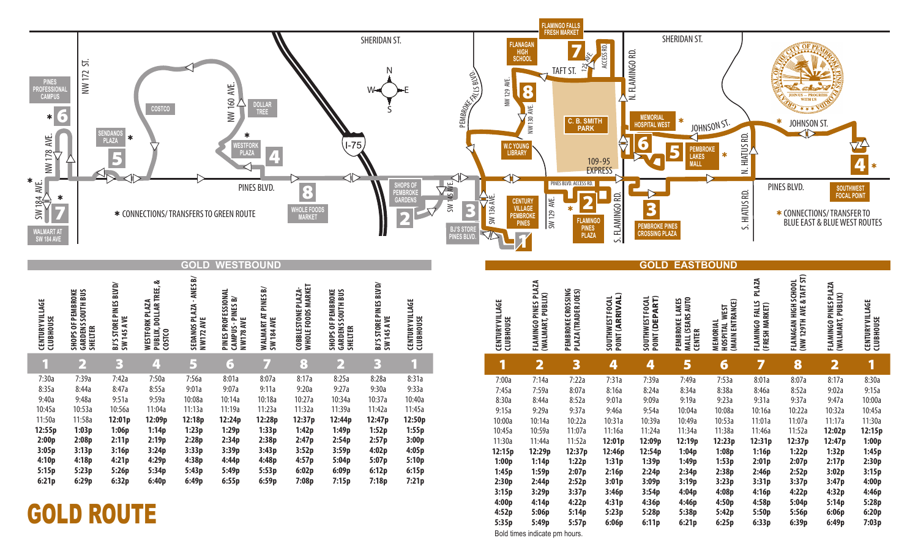# GOLD ROUTE

SHERIDAN ST.

NW 172 ST.

PINES PROFESSIONAL CAMPUS

COSTCO

NW 160 AVE.

DOLLAR TREE

SENDANOS PLAZA

NW 178 AVE.

WESTFORK PLAZA

I-75

SW 184 AVE.

PINES BLVD.

WHOLE FOODS MARKET

SHOPS OF PEMBROKE GARDENS

SW 145 AVE.

BJ'S STORE PINES BLVD.

WALMART AT SW 184 AVE

* CONNECTIONS/ TRANSFERS TO GREEN ROUTE

FLAMINGO FALLS FRESH MARKET

FLANAGAN HIGH SCHOOL

PEMBROKE FALLS BLVD.

NW 129 AVE.

TAFT ST.

125 AVE.

ACCESS RD.

N. FLAMINGO RD.

SHERIDAN ST.

NW 130 AVE.

C. B. SMITH PARK

MEMORIAL HOSPITAL WEST

JOHNSON ST.

JOHNSON ST.

W.C YOUNG LIBRARY

109-95 EXPRESS

PEMBROKE LAKES MALL

N. HIATUS RD.

PINES BLVD. ACCESS RD.

PINES BLVD.

SOUTHWEST FOCAL POINT

CENTURY VILLAGE PEMBROKE PINES

SW 136 AVE.

SW 129 AVE.

FLAMINGO PINES PLAZA

S. FLAMINGO RD.

PEMBROKE PINES CROSSING PLAZA

S. HIATUS RD.

* CONNECTIONS/ TRANSFER TO BLUE EAST & BLUE WEST ROUTES

## GOLD WESTBOUND

| CENTURY VILLAGE CLUBHOUSE | SHOPS OF PEMBROKE GARDEN SOUTH BUS SHELTER | BJ'S STORE PINES BLVD/ SW 145 AVE | WESTFORK PLAZA PUBLIX, DOLLAR TREE, & COSTCO | SEDANOS PLAZA - ANES B/ NW172 AVE | PINES PROFESSIONAL CAMPUS - PINES B/ NW178 AVE | WALMART AT PINES B/ SW 184 AVE | COBBLESTONE PLAZA-WHOLE FOODS MARKET | SHOPS OF PEMBROKE GARDENS SOUTH BUS SHELTER | BJ'S STORE PINES BLVD/ SW145 AVE | CENTURY VILLAGE CLUBHOUSE |
|---|---|---|---|---|---|---|---|---|---|---|
| 1 | 2 | 3 | 4 | 5 | 6 | 7 | 8 | 2 | 3 | 1 |
| 7:30a | 7:39a | 7:42a | 7:50a | 7:56a | 8:01a | 8:07a | 8:17a | 8:25a | 8:28a | 8:31a |
| 8:35a | 8:44a | 8:47a | 8:55a | 9:01a | 9:07a | 9:11a | 9:20a | 9:27a | 9:30a | 9:33a |
| 9:40a | 9:48a | 9:51a | 9:59a | 10:08a | 10:14a | 10:18a | 10:27a | 10:34a | 10:37a | 10:40a |
| 10:45a | 10:53a | 10:56a | 11:04a | 11:13a | 11:19a | 11:23a | 11:32a | 11:39a | 11:42a | 11:45a |
| 11:50a | 11:58a | **12:01p** | **12:09p** | **12:18p** | **12:24p** | **12:28p** | **12:37p** | **12:44p** | **12:47p** | **12:50p** |
| **12:55p** | **1:03p** | **1:06p** | **1:14p** | **1:23p** | **1:29p** | **1:33p** | **1:42p** | **1:49p** | **1:52p** | **1:55p** |
| **2:00p** | **2:08p** | **2:11p** | **2:19p** | **2:28p** | **2:34p** | **2:38p** | **2:47p** | **2:54p** | **2:57p** | **3:00p** |
| **3:05p** | **3:13p** | **3:16p** | **3:24p** | **3:33p** | **3:39p** | **3:43p** | **3:52p** | **3:59p** | **4:02p** | **4:05p** |
| **4:10p** | **4:18p** | **4:21p** | **4:29p** | **4:38p** | **4:44p** | **4:48p** | **4:57p** | **5:04p** | **5:07p** | **5:10p** |
| **5:15p** | **5:23p** | **5:26p** | **5:34p** | **5:43p** | **5:49p** | **5:53p** | **6:02p** | **6:09p** | **6:12p** | **6:15p** |
| **6:21p** | **6:29p** | **6:32p** | **6:40p** | **6:49p** | **6:55p** | **6:59p** | **7:08p** | **7:15p** | **7:18p** | **7:21p** |

## GOLD EASTBOUND

| CENTURY VILLAGE CLUBHOUSE | FLAMINGO PINES PLAZA (WALMART, PUBLIX) | PEMBROKE CROSSING PLAZA (TRADER JOES) | SOUTHWEST FOCAL POINT (ARRIVAL) | SOUTHWEST FOCAL POINT (DEPART) | PEMBROKE LAKES MALL (SEARS AUTO CENTER | MEMORIAL HOSPITAL WEST (MAIN ENTRANCE) | FLAMINGO FALLS PLAZA (FRESH MARKET) | FLANAGAN HIGH SCHOOL (NW 129TH AVE & TAFT ST) | FLAMINGO PINES PLAZA (WALMART, PUBLIX) | CENTURY VILLAGE CLUBHOUSE |
|---|---|---|---|---|---|---|---|---|---|---|
| 1 | 2 | 3 | 4 | 4 | 5 | 6 | 7 | 8 | 2 | 1 |
| 7:00a | 7:14a | 7:22a | 7:31a | 7:39a | 7:49a | 7:53a | 8:01a | 8:07a | 8:17a | 8:30a |
| 7:45a | 7:59a | 8:07a | 8:16a | 8:24a | 8:34a | 8:38a | 8:46a | 8:52a | 9:02a | 9:15a |
| 8:30a | 8:44a | 8:52a | 9:01a | 9:09a | 9:19a | 9:23a | 9:31a | 9:37a | 9:47a | 10:00a |
| 9:15a | 9:29a | 9:37a | 9:46a | 9:54a | 10:04a | 10:08a | 10:16a | 10:22a | 10:32a | 10:45a |
| 10:00a | 10:14a | 10:22a | 10:31a | 10:39a | 10:49a | 10:53a | 11:01a | 11:07a | 11:17a | 11:30a |
| 10:45a | 10:59a | 11:07a | 11:16a | 11:24a | 11:34a | 11:38a | 11:46a | 11:52a | **12:02p** | **12:15p** |
| 11:30a | 11:44a | 11:52a | **12:01p** | **12:09p** | **12:19p** | **12:23p** | **12:31p** | **12:37p** | **12:47p** | **1:00p** |
| **12:15p** | **12:29p** | **12:37p** | **12:46p** | **12:54p** | **1:04p** | **1:08p** | **1:16p** | **1:22p** | **1:32p** | **1:45p** |
| **1:00p** | **1:14p** | **1:22p** | **1:31p** | **1:39p** | **1:49p** | **1:53p** | **2:01p** | **2:07p** | **2:17p** | **2:30p** |
| **1:45p** | **1:59p** | **2:07p** | **2:16p** | **2:24p** | **2:34p** | **2:38p** | **2:46p** | **2:52p** | **3:02p** | **3:15p** |
| **2:30p** | **2:44p** | **2:52p** | **3:01p** | **3:09p** | **3:19p** | **3:23p** | **3:31p** | **3:37p** | **3:47p** | **4:00p** |
| **3:15p** | **3:29p** | **3:37p** | **3:46p** | **3:54p** | **4:04p** | **4:08p** | **4:16p** | **4:22p** | **4:32p** | **4:46p** |
| **4:00p** | **4:14p** | **4:22p** | **4:31p** | **4:36p** | **4:46p** | **4:50p** | **4:58p** | **5:04p** | **5:14p** | **5:28p** |
| **4:52p** | **5:06p** | **5:14p** | **5:23p** | **5:28p** | **5:38p** | **5:42p** | **5:50p** | **5:56p** | **6:06p** | **6:20p** |
| **5:35p** | **5:49p** | **5:57p** | **6:06p** | **6:11p** | **6:21p** | **6:25p** | **6:33p** | **6:39p** | **6:49p** | **7:03p** |

Bold times indicate pm hours.